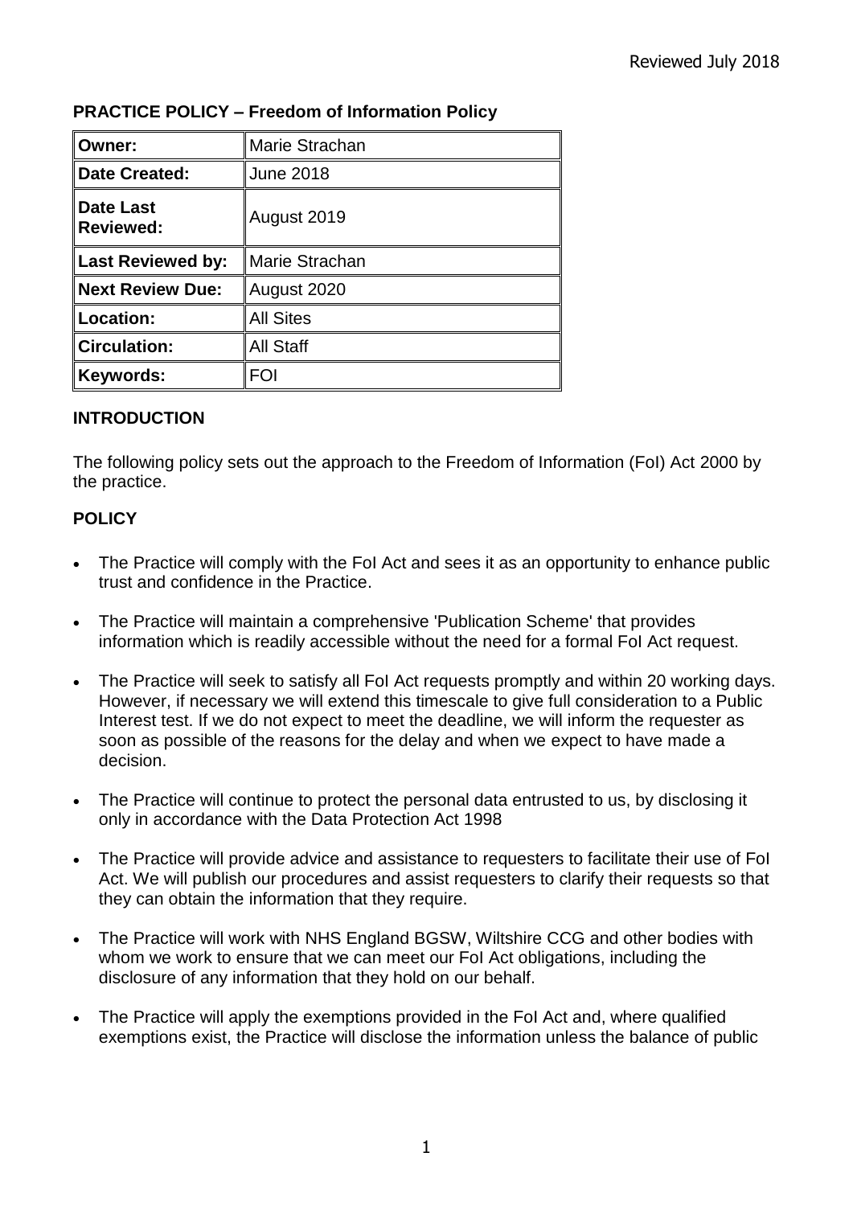Reviewed July 2018

**PRACTICE POLICY – Freedom of Information Policy**

| **Owner:** | Marie Strachan |
|---|---|
| **Date Created:** | June 2018 |
| **Date Last Reviewed:** | August 2019 |
| **Last Reviewed by:** | Marie Strachan |
| **Next Review Due:** | August 2020 |
| **Location:** | All Sites |
| **Circulation:** | All Staff |
| **Keywords:** | FOI |

## INTRODUCTION

The following policy sets out the approach to the Freedom of Information (FoI) Act 2000 by the practice.

## POLICY

- The Practice will comply with the FoI Act and sees it as an opportunity to enhance public trust and confidence in the Practice.
- The Practice will maintain a comprehensive 'Publication Scheme' that provides information which is readily accessible without the need for a formal FoI Act request.
- The Practice will seek to satisfy all FoI Act requests promptly and within 20 working days. However, if necessary we will extend this timescale to give full consideration to a Public Interest test. If we do not expect to meet the deadline, we will inform the requester as soon as possible of the reasons for the delay and when we expect to have made a decision.
- The Practice will continue to protect the personal data entrusted to us, by disclosing it only in accordance with the Data Protection Act 1998
- The Practice will provide advice and assistance to requesters to facilitate their use of FoI Act. We will publish our procedures and assist requesters to clarify their requests so that they can obtain the information that they require.
- The Practice will work with NHS England BGSW, Wiltshire CCG and other bodies with whom we work to ensure that we can meet our FoI Act obligations, including the disclosure of any information that they hold on our behalf.
- The Practice will apply the exemptions provided in the FoI Act and, where qualified exemptions exist, the Practice will disclose the information unless the balance of public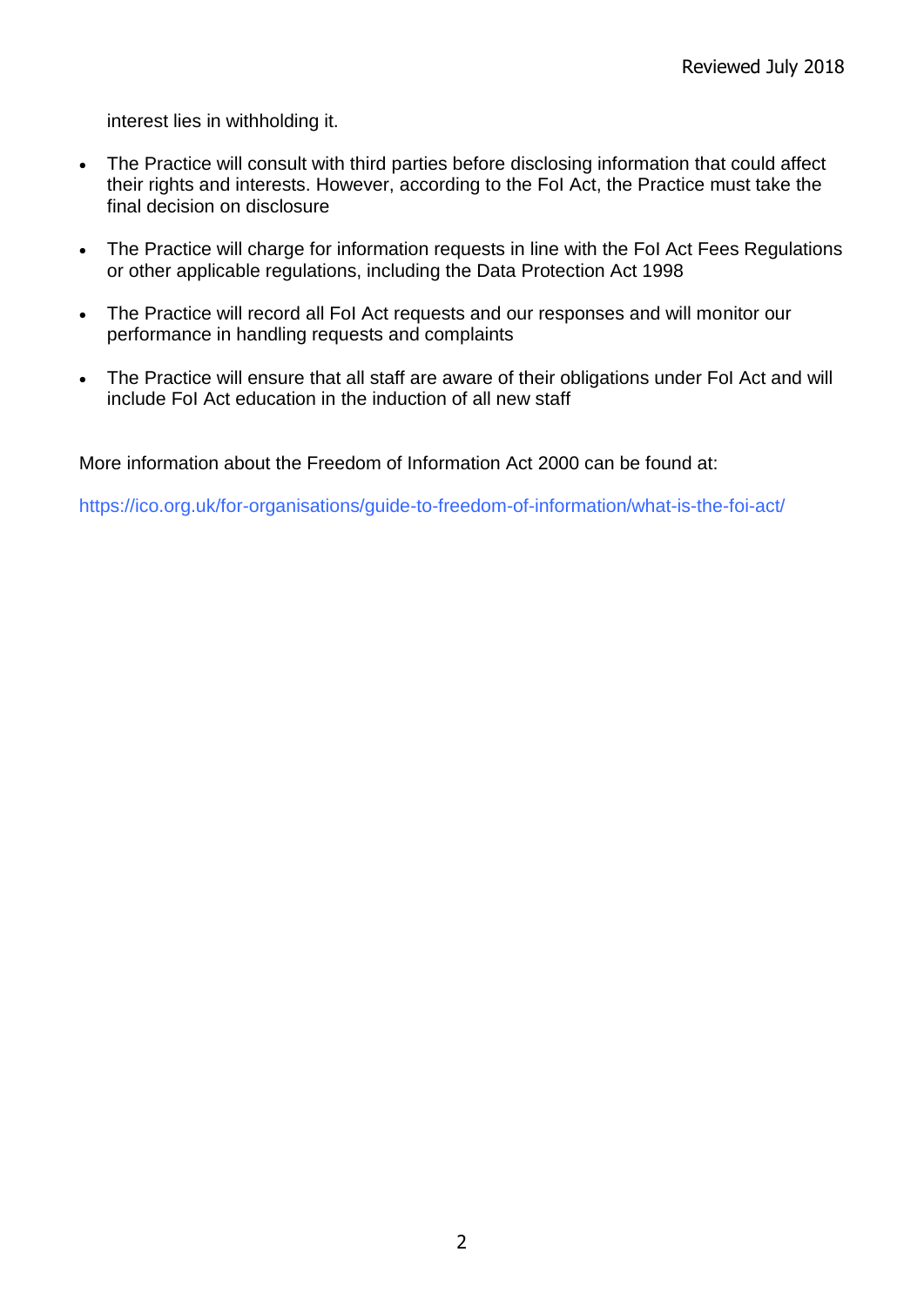interest lies in withholding it.

- The Practice will consult with third parties before disclosing information that could affect their rights and interests. However, according to the FoI Act, the Practice must take the final decision on disclosure
- The Practice will charge for information requests in line with the FoI Act Fees Regulations or other applicable regulations, including the Data Protection Act 1998
- The Practice will record all FoI Act requests and our responses and will monitor our performance in handling requests and complaints
- The Practice will ensure that all staff are aware of their obligations under FoI Act and will include FoI Act education in the induction of all new staff

More information about the Freedom of Information Act 2000 can be found at:

https://ico.org.uk/for-organisations/guide-to-freedom-of-information/what-is-the-foi-act/